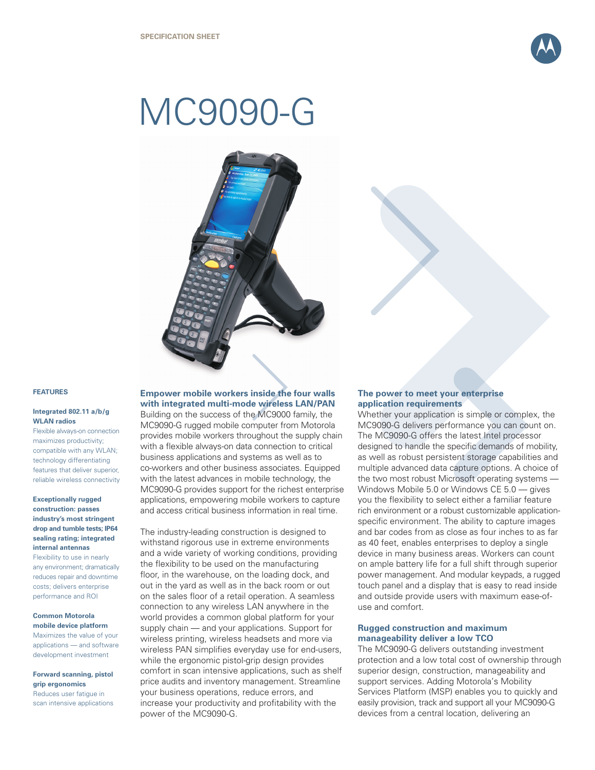SPECIFICATION SHEET

# MC9090-G

## FEATURES

**Integrated 802.11 a/b/g WLAN radios**
Flexible always-on connection maximizes productivity; compatible with any WLAN; technology differentiating features that deliver superior, reliable wireless connectivity

**Exceptionally rugged construction: passes industry's most stringent drop and tumble tests; IP64 sealing rating; integrated internal antennas**
Flexibility to use in nearly any environment; dramatically reduces repair and downtime costs; delivers enterprise performance and ROI

**Common Motorola mobile device platform**
Maximizes the value of your applications — and software development investment

**Forward scanning, pistol grip ergonomics**
Reduces user fatigue in scan intensive applications

### Empower mobile workers inside the four walls with integrated multi-mode wireless LAN/PAN

Building on the success of the MC9000 family, the MC9090-G rugged mobile computer from Motorola provides mobile workers throughout the supply chain with a flexible always-on data connection to critical business applications and systems as well as to co-workers and other business associates. Equipped with the latest advances in mobile technology, the MC9090-G provides support for the richest enterprise applications, empowering mobile workers to capture and access critical business information in real time.

The industry-leading construction is designed to withstand rigorous use in extreme environments and a wide variety of working conditions, providing the flexibility to be used on the manufacturing floor, in the warehouse, on the loading dock, and out in the yard as well as in the back room or out on the sales floor of a retail operation. A seamless connection to any wireless LAN anywhere in the world provides a common global platform for your supply chain — and your applications. Support for wireless printing, wireless headsets and more via wireless PAN simplifies everyday use for end-users, while the ergonomic pistol-grip design provides comfort in scan intensive applications, such as shelf price audits and inventory management. Streamline your business operations, reduce errors, and increase your productivity and profitability with the power of the MC9090-G.

### The power to meet your enterprise application requirements

Whether your application is simple or complex, the MC9090-G delivers performance you can count on. The MC9090-G offers the latest Intel processor designed to handle the specific demands of mobility, as well as robust persistent storage capabilities and multiple advanced data capture options. A choice of the two most robust Microsoft operating systems — Windows Mobile 5.0 or Windows CE 5.0 — gives you the flexibility to select either a familiar feature rich environment or a robust customizable application-specific environment. The ability to capture images and bar codes from as close as four inches to as far as 40 feet, enables enterprises to deploy a single device in many business areas. Workers can count on ample battery life for a full shift through superior power management. And modular keypads, a rugged touch panel and a display that is easy to read inside and outside provide users with maximum ease-of-use and comfort.

### Rugged construction and maximum manageability deliver a low TCO

The MC9090-G delivers outstanding investment protection and a low total cost of ownership through superior design, construction, manageability and support services. Adding Motorola's Mobility Services Platform (MSP) enables you to quickly and easily provision, track and support all your MC9090-G devices from a central location, delivering an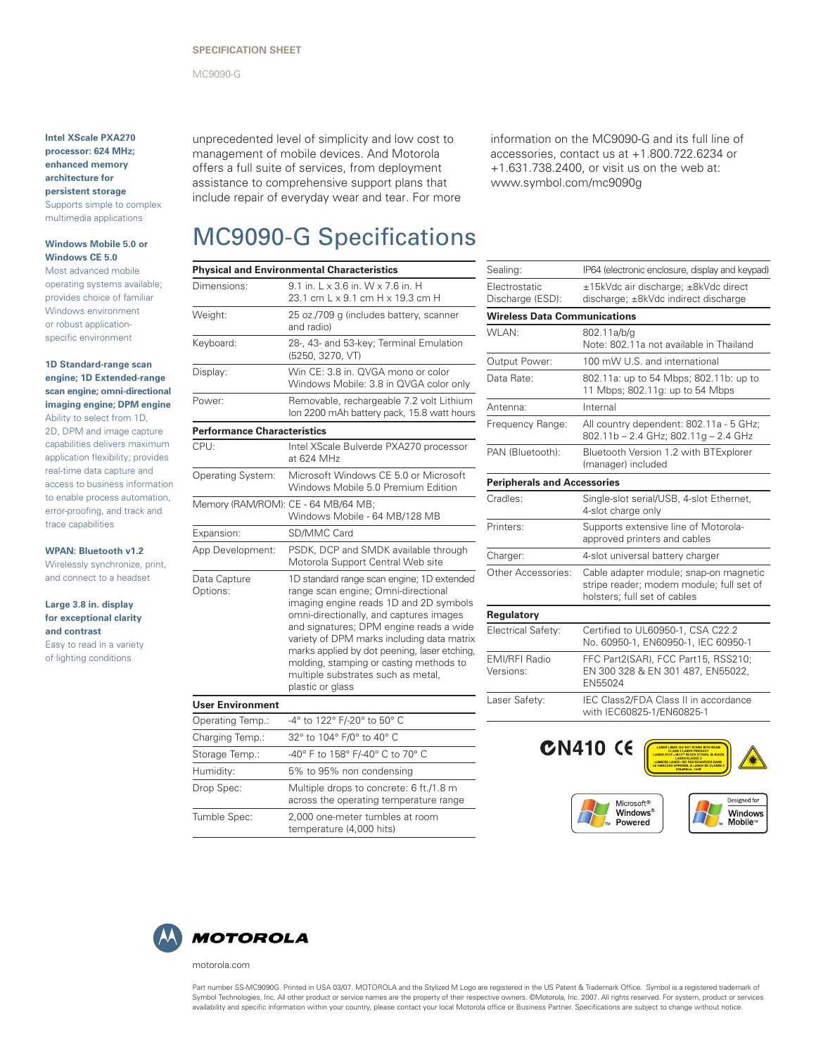**Intel XScale PXA270 processor: 624 MHz; enhanced memory architecture for persistent storage**
Supports simple to complex multimedia applications

**Windows Mobile 5.0 or Windows CE 5.0**
Most advanced mobile operating systems available; provides choice of familiar Windows environment or robust application-specific environment

**1D Standard-range scan engine; 1D Extended-range scan engine; omni-directional imaging engine; DPM engine**
Ability to select from 1D, 2D, DPM and image capture capabilities delivers maximum application flexibility; provides real-time data capture and access to business information to enable process automation, error-proofing, and track and trace capabilities

**WPAN: Bluetooth v1.2**
Wirelessly synchronize, print, and connect to a headset

**Large 3.8 in. display for exceptional clarity and contrast**
Easy to read in a variety of lighting conditions

unprecedented level of simplicity and low cost to management of mobile devices. And Motorola offers a full suite of services, from deployment assistance to comprehensive support plans that include repair of everyday wear and tear. For more information on the MC9090-G and its full line of accessories, contact us at +1.800.722.6234 or +1.631.738.2400, or visit us on the web at: www.symbol.com/mc9090g

# MC9090-G Specifications

| **Physical and Environmental Characteristics** | |
|---|---|
| Dimensions: | 9.1 in. L x 3.6 in. W x 7.6 in. H<br>23.1 cm L x 9.1 cm H x 19.3 cm H |
| Weight: | 25 oz./709 g (includes battery, scanner and radio) |
| Keyboard: | 28-, 43- and 53-key; Terminal Emulation (5250, 3270, VT) |
| Display: | Win CE: 3.8 in. QVGA mono or color<br>Windows Mobile: 3.8 in QVGA color only |
| Power: | Removable, rechargeable 7.2 volt Lithium Ion 2200 mAh battery pack, 15.8 watt hours |
| Sealing: | IP64 (electronic enclosure, display and keypad) |
| Electrostatic Discharge (ESD): | ±15kVdc air discharge; ±8kVdc direct discharge; ±8kVdc indirect discharge |

| **Performance Characteristics** | |
|---|---|
| CPU: | Intel XScale Bulverde PXA270 processor at 624 MHz |
| Operating System: | Microsoft Windows CE 5.0 or Microsoft Windows Mobile 5.0 Premium Edition |
| Memory (RAM/ROM): | CE - 64 MB/64 MB;<br>Windows Mobile - 64 MB/128 MB |
| Expansion: | SD/MMC Card |
| App Development: | PSDK, DCP and SMDK available through Motorola Support Central Web site |
| Data Capture Options: | 1D standard range scan engine; 1D extended range scan engine; Omni-directional imaging engine reads 1D and 2D symbols omni-directionally, and captures images and signatures; DPM engine reads a wide variety of DPM marks including data matrix marks applied by dot peening, laser etching, molding, stamping or casting methods to multiple substrates such as metal, plastic or glass |

| **User Environment** | |
|---|---|
| Operating Temp.: | -4° to 122° F/-20° to 50° C |
| Charging Temp.: | 32° to 104° F/0° to 40° C |
| Storage Temp.: | -40° F to 158° F/-40° C to 70° C |
| Humidity: | 5% to 95% non condensing |
| Drop Spec: | Multiple drops to concrete: 6 ft./1.8 m across the operating temperature range |
| Tumble Spec: | 2,000 one-meter tumbles at room temperature (4,000 hits) |

| **Wireless Data Communications** | |
|---|---|
| WLAN: | 802.11a/b/g<br>Note: 802.11a not available in Thailand |
| Output Power: | 100 mW U.S. and international |
| Data Rate: | 802.11a: up to 54 Mbps; 802.11b: up to 11 Mbps; 802.11g: up to 54 Mbps |
| Antenna: | Internal |
| Frequency Range: | All country dependent: 802.11a - 5 GHz; 802.11b – 2.4 GHz; 802.11g – 2.4 GHz |
| PAN (Bluetooth): | Bluetooth Version 1.2 with BTExplorer (manager) included |

| **Peripherals and Accessories** | |
|---|---|
| Cradles: | Single-slot serial/USB, 4-slot Ethernet, 4-slot charge only |
| Printers: | Supports extensive line of Motorola-approved printers and cables |
| Charger: | 4-slot universal battery charger |
| Other Accessories: | Cable adapter module; snap-on magnetic stripe reader; modem module; full set of holsters; full set of cables |

| **Regulatory** | |
|---|---|
| Electrical Safety: | Certified to UL60950-1, CSA C22.2 No. 60950-1, EN60950-1, IEC 60950-1 |
| EMI/RFI Radio Versions: | FFC Part2(SAR), FCC Part15, RSS210; EN 300 328 & EN 301 487, EN55022, EN55024 |
| Laser Safety: | IEC Class2/FDA Class II in accordance with IEC60825-1/EN60825-1 |

N410 CE

Microsoft® Windows® Powered

Designed for Windows Mobile™

MOTOROLA

motorola.com

Part number SS-MC9090G. Printed in USA 03/07. MOTOROLA and the Stylized M Logo are registered in the US Patent & Trademark Office. Symbol is a registered trademark of Symbol Technologies, Inc. All other product or service names are the property of their respective owners. ©Motorola, Inc. 2007. All rights reserved. For system, product or services availability and specific information within your country, please contact your local Motorola office or Business Partner. Specifications are subject to change without notice.